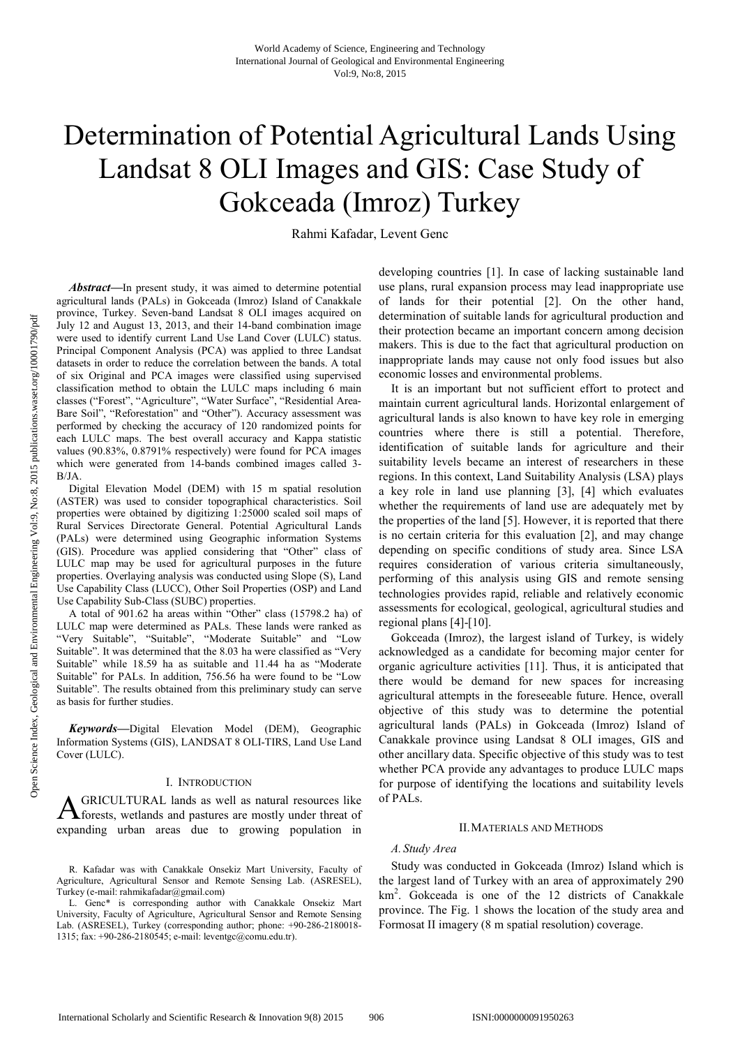# Determination of Potential Agricultural Lands Using Landsat 8 OLI Images and GIS: Case Study of Gokceada (Imroz) Turkey

Rahmi Kafadar, Levent Genc

***Abstract*****—**In present study, it was aimed to determine potential agricultural lands (PALs) in Gokceada (Imroz) Island of Canakkale province, Turkey. Seven-band Landsat 8 OLI images acquired on July 12 and August 13, 2013, and their 14-band combination image were used to identify current Land Use Land Cover (LULC) status. Principal Component Analysis (PCA) was applied to three Landsat datasets in order to reduce the correlation between the bands. A total of six Original and PCA images were classified using supervised classification method to obtain the LULC maps including 6 main classes ("Forest", "Agriculture", "Water Surface", "Residential Area-Bare Soil", "Reforestation" and "Other"). Accuracy assessment was performed by checking the accuracy of 120 randomized points for each LULC maps. The best overall accuracy and Kappa statistic values (90.83%, 0.8791% respectively) were found for PCA images which were generated from 14-bands combined images called 3-B/JA.

Digital Elevation Model (DEM) with 15 m spatial resolution (ASTER) was used to consider topographical characteristics. Soil properties were obtained by digitizing 1:25000 scaled soil maps of Rural Services Directorate General. Potential Agricultural Lands (PALs) were determined using Geographic information Systems (GIS). Procedure was applied considering that "Other" class of LULC map may be used for agricultural purposes in the future properties. Overlaying analysis was conducted using Slope (S), Land Use Capability Class (LUCC), Other Soil Properties (OSP) and Land Use Capability Sub-Class (SUBC) properties.

A total of 901.62 ha areas within "Other" class (15798.2 ha) of LULC map were determined as PALs. These lands were ranked as "Very Suitable", "Suitable", "Moderate Suitable" and "Low Suitable". It was determined that the 8.03 ha were classified as "Very Suitable" while 18.59 ha as suitable and 11.44 ha as "Moderate Suitable" for PALs. In addition, 756.56 ha were found to be "Low Suitable". The results obtained from this preliminary study can serve as basis for further studies.

***Keywords*****—**Digital Elevation Model (DEM), Geographic Information Systems (GIS), LANDSAT 8 OLI-TIRS, Land Use Land Cover (LULC).

## I. Introduction

AGRICULTURAL lands as well as natural resources like forests, wetlands and pastures are mostly under threat of expanding urban areas due to growing population in developing countries [1]. In case of lacking sustainable land use plans, rural expansion process may lead inappropriate use of lands for their potential [2]. On the other hand, determination of suitable lands for agricultural production and their protection became an important concern among decision makers. This is due to the fact that agricultural production on inappropriate lands may cause not only food issues but also economic losses and environmental problems.

It is an important but not sufficient effort to protect and maintain current agricultural lands. Horizontal enlargement of agricultural lands is also known to have key role in emerging countries where there is still a potential. Therefore, identification of suitable lands for agriculture and their suitability levels became an interest of researchers in these regions. In this context, Land Suitability Analysis (LSA) plays a key role in land use planning [3], [4] which evaluates whether the requirements of land use are adequately met by the properties of the land [5]. However, it is reported that there is no certain criteria for this evaluation [2], and may change depending on specific conditions of study area. Since LSA requires consideration of various criteria simultaneously, performing of this analysis using GIS and remote sensing technologies provides rapid, reliable and relatively economic assessments for ecological, geological, agricultural studies and regional plans [4]-[10].

Gokceada (Imroz), the largest island of Turkey, is widely acknowledged as a candidate for becoming major center for organic agriculture activities [11]. Thus, it is anticipated that there would be demand for new spaces for increasing agricultural attempts in the foreseeable future. Hence, overall objective of this study was to determine the potential agricultural lands (PALs) in Gokceada (Imroz) Island of Canakkale province using Landsat 8 OLI images, GIS and other ancillary data. Specific objective of this study was to test whether PCA provide any advantages to produce LULC maps for purpose of identifying the locations and suitability levels of PALs.

## II. Materials and Methods

### *A. Study Area*

Study was conducted in Gokceada (Imroz) Island which is the largest land of Turkey with an area of approximately 290 km$^2$. Gokceada is one of the 12 districts of Canakkale province. The Fig. 1 shows the location of the study area and Formosat II imagery (8 m spatial resolution) coverage.

R. Kafadar was with Canakkale Onsekiz Mart University, Faculty of Agriculture, Agricultural Sensor and Remote Sensing Lab. (ASRESEL), Turkey (e-mail: rahmikafadar@gmail.com)

L. Genc* is corresponding author with Canakkale Onsekiz Mart University, Faculty of Agriculture, Agricultural Sensor and Remote Sensing Lab. (ASRESEL), Turkey (corresponding author; phone: +90-286-2180018-1315; fax: +90-286-2180545; e-mail: leventgc@comu.edu.tr).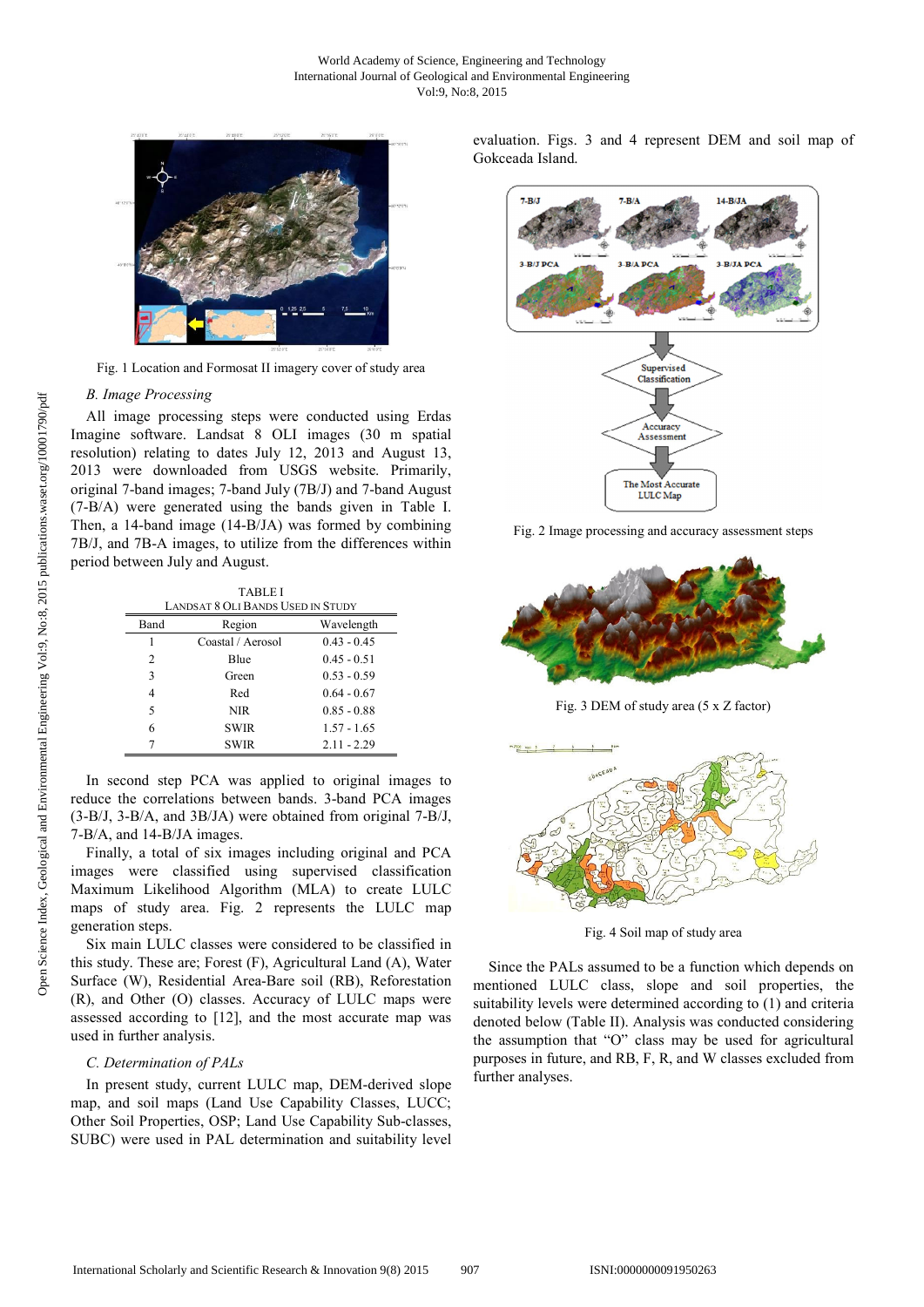Fig. 1 Location and Formosat II imagery cover of study area

### B. Image Processing

All image processing steps were conducted using Erdas Imagine software. Landsat 8 OLI images (30 m spatial resolution) relating to dates July 12, 2013 and August 13, 2013 were downloaded from USGS website. Primarily, original 7-band images; 7-band July (7B/J) and 7-band August (7-B/A) were generated using the bands given in Table I. Then, a 14-band image (14-B/JA) was formed by combining 7B/J, and 7B-A images, to utilize from the differences within period between July and August.

TABLE I
LANDSAT 8 OLI BANDS USED IN STUDY

| Band | Region | Wavelength |
|---|---|---|
| 1 | Coastal / Aerosol | 0.43 - 0.45 |
| 2 | Blue | 0.45 - 0.51 |
| 3 | Green | 0.53 - 0.59 |
| 4 | Red | 0.64 - 0.67 |
| 5 | NIR | 0.85 - 0.88 |
| 6 | SWIR | 1.57 - 1.65 |
| 7 | SWIR | 2.11 - 2.29 |

In second step PCA was applied to original images to reduce the correlations between bands. 3-band PCA images (3-B/J, 3-B/A, and 3B/JA) were obtained from original 7-B/J, 7-B/A, and 14-B/JA images.

Finally, a total of six images including original and PCA images were classified using supervised classification Maximum Likelihood Algorithm (MLA) to create LULC maps of study area. Fig. 2 represents the LULC map generation steps.

Six main LULC classes were considered to be classified in this study. These are; Forest (F), Agricultural Land (A), Water Surface (W), Residential Area-Bare soil (RB), Reforestation (R), and Other (O) classes. Accuracy of LULC maps were assessed according to [12], and the most accurate map was used in further analysis.

### C. Determination of PALs

In present study, current LULC map, DEM-derived slope map, and soil maps (Land Use Capability Classes, LUCC; Other Soil Properties, OSP; Land Use Capability Sub-classes, SUBC) were used in PAL determination and suitability level evaluation. Figs. 3 and 4 represent DEM and soil map of Gokceada Island.

Fig. 2 Image processing and accuracy assessment steps

Fig. 3 DEM of study area (5 x Z factor)

Fig. 4 Soil map of study area

Since the PALs assumed to be a function which depends on mentioned LULC class, slope and soil properties, the suitability levels were determined according to (1) and criteria denoted below (Table II). Analysis was conducted considering the assumption that "O" class may be used for agricultural purposes in future, and RB, F, R, and W classes excluded from further analyses.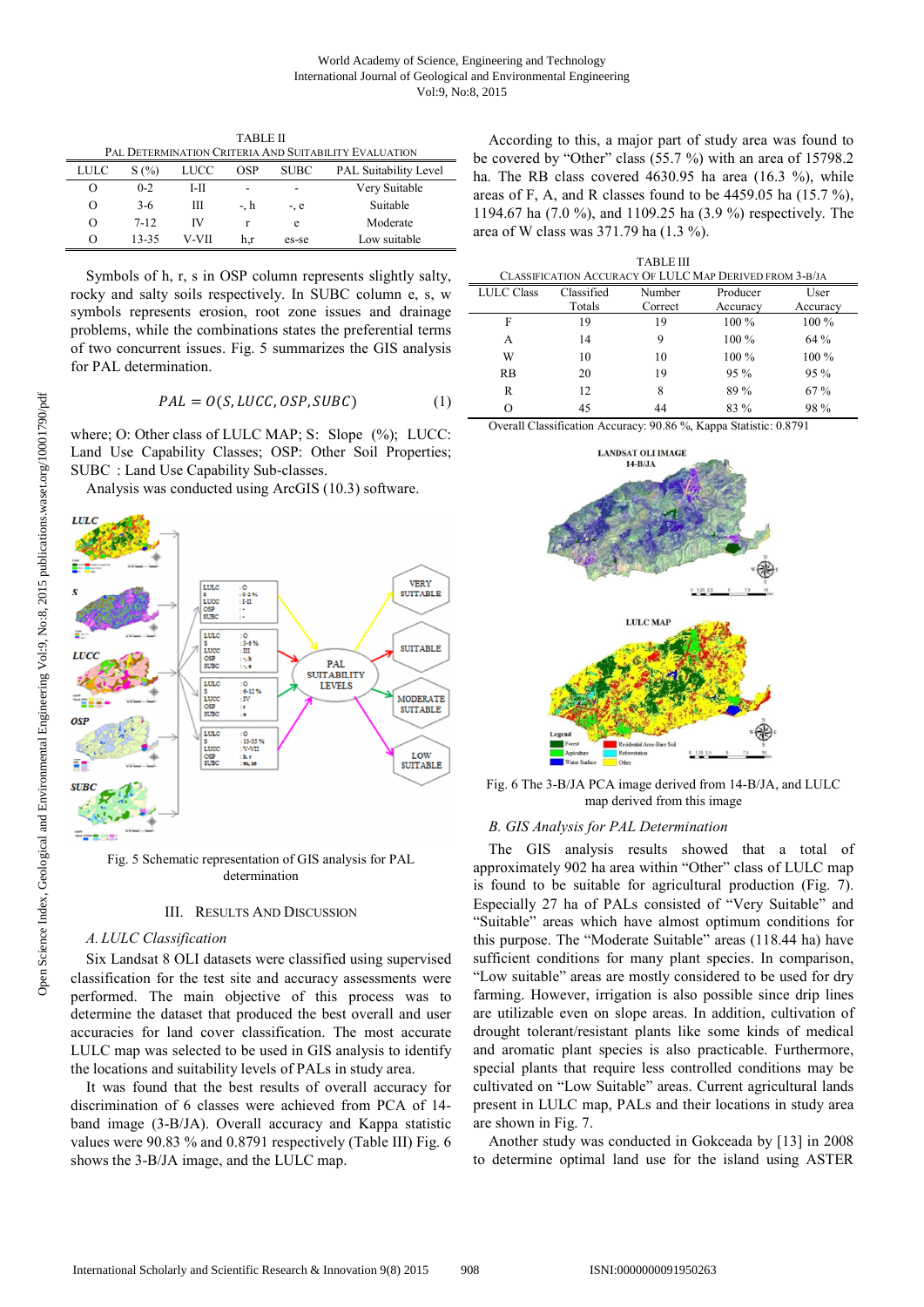TABLE II
PAL DETERMINATION CRITERIA AND SUITABILITY EVALUATION

| LULC | S (%) | LUCC | OSP | SUBC | PAL Suitability Level |
|---|---|---|---|---|---|
| O | 0-2 | I-II | - | - | Very Suitable |
| O | 3-6 | III | -, h | -, e | Suitable |
| O | 7-12 | IV | r | e | Moderate |
| O | 13-35 | V-VII | h,r | es-se | Low suitable |

Symbols of h, r, s in OSP column represents slightly salty, rocky and salty soils respectively. In SUBC column e, s, w symbols represents erosion, root zone issues and drainage problems, while the combinations states the preferential terms of two concurrent issues. Fig. 5 summarizes the GIS analysis for PAL determination.

$$PAL = O(S, LUCC, OSP, SUBC) \quad (1)$$

where; O: Other class of LULC MAP; S: Slope (%); LUCC: Land Use Capability Classes; OSP: Other Soil Properties; SUBC : Land Use Capability Sub-classes.

Analysis was conducted using ArcGIS (10.3) software.

Fig. 5 Schematic representation of GIS analysis for PAL determination

## III. RESULTS AND DISCUSSION

### A. LULC Classification

Six Landsat 8 OLI datasets were classified using supervised classification for the test site and accuracy assessments were performed. The main objective of this process was to determine the dataset that produced the best overall and user accuracies for land cover classification. The most accurate LULC map was selected to be used in GIS analysis to identify the locations and suitability levels of PALs in study area.

It was found that the best results of overall accuracy for discrimination of 6 classes were achieved from PCA of 14-band image (3-B/JA). Overall accuracy and Kappa statistic values were 90.83 % and 0.8791 respectively (Table III) Fig. 6 shows the 3-B/JA image, and the LULC map.

According to this, a major part of study area was found to be covered by "Other" class (55.7 %) with an area of 15798.2 ha. The RB class covered 4630.95 ha area (16.3 %), while areas of F, A, and R classes found to be 4459.05 ha (15.7 %), 1194.67 ha (7.0 %), and 1109.25 ha (3.9 %) respectively. The area of W class was 371.79 ha (1.3 %).

TABLE III
CLASSIFICATION ACCURACY OF LULC MAP DERIVED FROM 3-B/JA

| LULC Class | Classified Totals | Number Correct | Producer Accuracy | User Accuracy |
|---|---|---|---|---|
| F | 19 | 19 | 100 % | 100 % |
| A | 14 | 9 | 100 % | 64 % |
| W | 10 | 10 | 100 % | 100 % |
| RB | 20 | 19 | 95 % | 95 % |
| R | 12 | 8 | 89 % | 67 % |
| O | 45 | 44 | 83 % | 98 % |

Overall Classification Accuracy: 90.86 %, Kappa Statistic: 0.8791

Fig. 6 The 3-B/JA PCA image derived from 14-B/JA, and LULC map derived from this image

### B. GIS Analysis for PAL Determination

The GIS analysis results showed that a total of approximately 902 ha area within "Other" class of LULC map is found to be suitable for agricultural production (Fig. 7). Especially 27 ha of PALs consisted of "Very Suitable" and "Suitable" areas which have almost optimum conditions for this purpose. The "Moderate Suitable" areas (118.44 ha) have sufficient conditions for many plant species. In comparison, "Low suitable" areas are mostly considered to be used for dry farming. However, irrigation is also possible since drip lines are utilizable even on slope areas. In addition, cultivation of drought tolerant/resistant plants like some kinds of medical and aromatic plant species is also practicable. Furthermore, special plants that require less controlled conditions may be cultivated on "Low Suitable" areas. Current agricultural lands present in LULC map, PALs and their locations in study area are shown in Fig. 7.

Another study was conducted in Gokceada by [13] in 2008 to determine optimal land use for the island using ASTER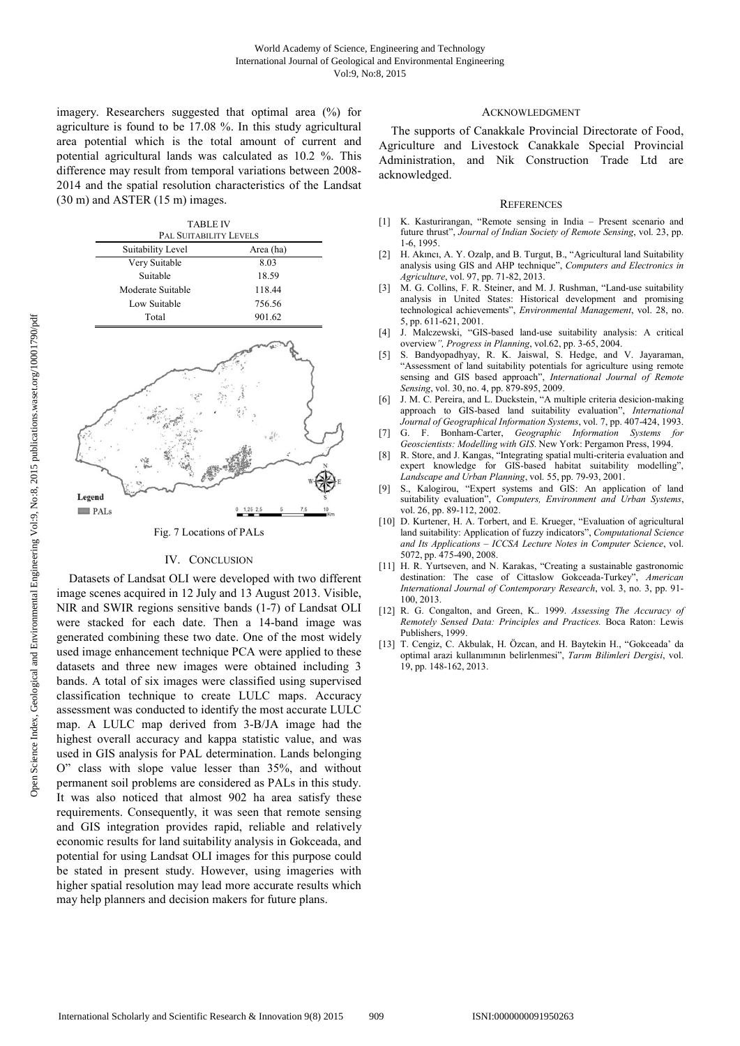imagery. Researchers suggested that optimal area (%) for agriculture is found to be 17.08 %. In this study agricultural area potential which is the total amount of current and potential agricultural lands was calculated as 10.2 %. This difference may result from temporal variations between 2008-2014 and the spatial resolution characteristics of the Landsat (30 m) and ASTER (15 m) images.

TABLE IV
PAL SUITABILITY LEVELS

| Suitability Level | Area (ha) |
|---|---|
| Very Suitable | 8.03 |
| Suitable | 18.59 |
| Moderate Suitable | 118.44 |
| Low Suitable | 756.56 |
| Total | 901.62 |

Legend
PALs
0 1.25 2.5 5 7.5 10 Km

Fig. 7 Locations of PALs

## IV. CONCLUSION

Datasets of Landsat OLI were developed with two different image scenes acquired in 12 July and 13 August 2013. Visible, NIR and SWIR regions sensitive bands (1-7) of Landsat OLI were stacked for each date. Then a 14-band image was generated combining these two date. One of the most widely used image enhancement technique PCA were applied to these datasets and three new images were obtained including 3 bands. A total of six images were classified using supervised classification technique to create LULC maps. Accuracy assessment was conducted to identify the most accurate LULC map. A LULC map derived from 3-B/JA image had the highest overall accuracy and kappa statistic value, and was used in GIS analysis for PAL determination. Lands belonging O" class with slope value lesser than 35%, and without permanent soil problems are considered as PALs in this study. It was also noticed that almost 902 ha area satisfy these requirements. Consequently, it was seen that remote sensing and GIS integration provides rapid, reliable and relatively economic results for land suitability analysis in Gokceada, and potential for using Landsat OLI images for this purpose could be stated in present study. However, using imageries with higher spatial resolution may lead more accurate results which may help planners and decision makers for future plans.

## ACKNOWLEDGMENT

The supports of Canakkale Provincial Directorate of Food, Agriculture and Livestock Canakkale Special Provincial Administration, and Nik Construction Trade Ltd are acknowledged.

## REFERENCES

[1] K. Kasturirangan, "Remote sensing in India – Present scenario and future thrust", *Journal of Indian Society of Remote Sensing*, vol. 23, pp. 1-6, 1995.

[2] H. Akıncı, A. Y. Ozalp, and B. Turgut, B., "Agricultural land Suitability analysis using GIS and AHP technique", *Computers and Electronics in Agriculture*, vol. 97, pp. 71-82, 2013.

[3] M. G. Collins, F. R. Steiner, and M. J. Rushman, "Land-use suitability analysis in United States: Historical development and promising technological achievements", *Environmental Management*, vol. 28, no. 5, pp. 611-621, 2001.

[4] J. Malczewski, "GIS-based land-use suitability analysis: A critical overview*", Progress in Planning*, vol.62, pp. 3-65, 2004.

[5] S. Bandyopadhyay, R. K. Jaiswal, S. Hedge, and V. Jayaraman, "Assessment of land suitability potentials for agriculture using remote sensing and GIS based approach", *International Journal of Remote Sensing*, vol. 30, no. 4, pp. 879-895, 2009.

[6] J. M. C. Pereira, and L. Duckstein, "A multiple criteria desicion-making approach to GIS-based land suitability evaluation", *International Journal of Geographical Information Systems*, vol. 7, pp. 407-424, 1993.

[7] G. F. Bonham-Carter, *Geographic Information Systems for Geoscientists: Modelling with GIS*. New York: Pergamon Press, 1994.

[8] R. Store, and J. Kangas, "Integrating spatial multi-criteria evaluation and expert knowledge for GIS-based habitat suitability modelling", *Landscape and Urban Planning*, vol. 55, pp. 79-93, 2001.

[9] S., Kalogirou, "Expert systems and GIS: An application of land suitability evaluation", *Computers, Environment and Urban Systems*, vol. 26, pp. 89-112, 2002.

[10] D. Kurtener, H. A. Torbert, and E. Krueger, "Evaluation of agricultural land suitability: Application of fuzzy indicators", *Computational Science and Its Applications – ICCSA Lecture Notes in Computer Science*, vol. 5072, pp. 475-490, 2008.

[11] H. R. Yurtseven, and N. Karakas, "Creating a sustainable gastronomic destination: The case of Cittaslow Gokceada-Turkey", *American International Journal of Contemporary Research*, vol. 3, no. 3, pp. 91-100, 2013.

[12] R. G. Congalton, and Green, K.. 1999. *Assessing The Accuracy of Remotely Sensed Data: Principles and Practices.* Boca Raton: Lewis Publishers, 1999.

[13] T. Cengiz, C. Akbulak, H. Özcan, and H. Baytekin H., "Gokceada' da optimal arazi kullanımının belirlenmesi", *Tarım Bilimleri Dergisi*, vol. 19, pp. 148-162, 2013.